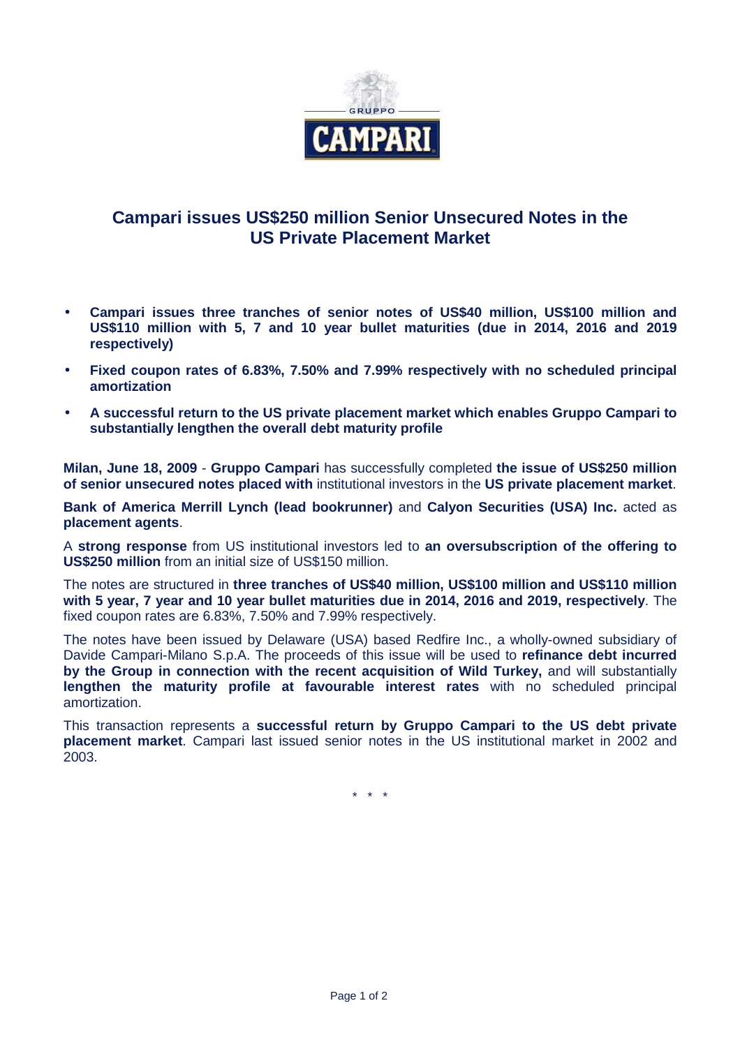# Campari issues US$250 million Senior Unsecured Notes in the US Private Placement Market

- **Campari issues three tranches of senior notes of US$40 million, US$100 million and US$110 million with 5, 7 and 10 year bullet maturities (due in 2014, 2016 and 2019 respectively)**
- **Fixed coupon rates of 6.83%, 7.50% and 7.99% respectively with no scheduled principal amortization**
- **A successful return to the US private placement market which enables Gruppo Campari to substantially lengthen the overall debt maturity profile**

**Milan, June 18, 2009** - **Gruppo Campari** has successfully completed **the issue of US$250 million of senior unsecured notes placed with** institutional investors in the **US private placement market**.

**Bank of America Merrill Lynch (lead bookrunner)** and **Calyon Securities (USA) Inc.** acted as **placement agents**.

A **strong response** from US institutional investors led to **an oversubscription of the offering to US$250 million** from an initial size of US$150 million.

The notes are structured in **three tranches of US$40 million, US$100 million and US$110 million with 5 year, 7 year and 10 year bullet maturities due in 2014, 2016 and 2019, respectively**. The fixed coupon rates are 6.83%, 7.50% and 7.99% respectively.

The notes have been issued by Delaware (USA) based Redfire Inc., a wholly-owned subsidiary of Davide Campari-Milano S.p.A. The proceeds of this issue will be used to **refinance debt incurred by the Group in connection with the recent acquisition of Wild Turkey,** and will substantially **lengthen the maturity profile at favourable interest rates** with no scheduled principal amortization.

This transaction represents a **successful return by Gruppo Campari to the US debt private placement market**. Campari last issued senior notes in the US institutional market in 2002 and 2003.

\* \* \*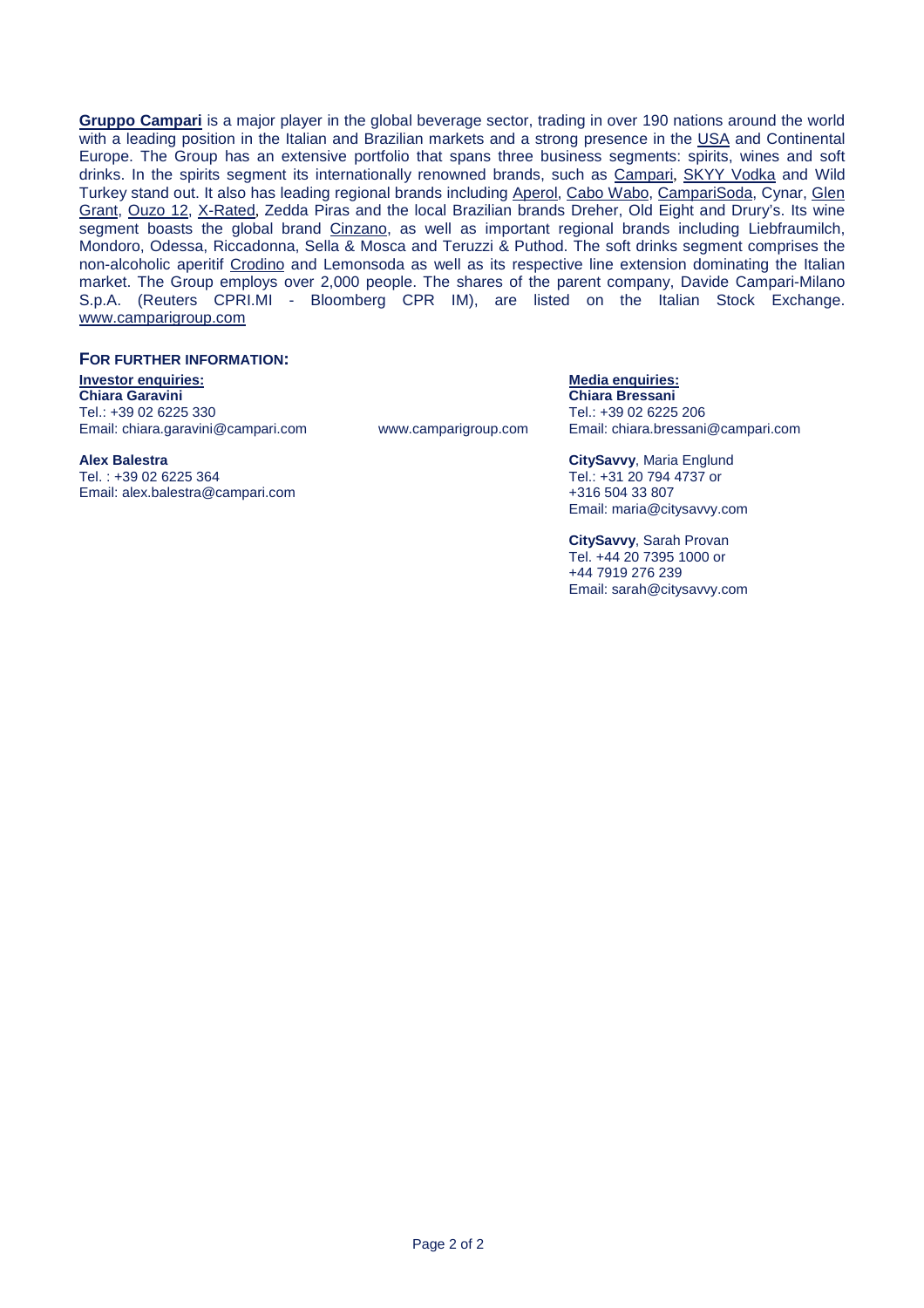**Gruppo Campari** is a major player in the global beverage sector, trading in over 190 nations around the world with a leading position in the Italian and Brazilian markets and a strong presence in the USA and Continental Europe. The Group has an extensive portfolio that spans three business segments: spirits, wines and soft drinks. In the spirits segment its internationally renowned brands, such as Campari, SKYY Vodka and Wild Turkey stand out. It also has leading regional brands including Aperol, Cabo Wabo, CampariSoda, Cynar, Glen Grant, Ouzo 12, X-Rated, Zedda Piras and the local Brazilian brands Dreher, Old Eight and Drury's. Its wine segment boasts the global brand Cinzano, as well as important regional brands including Liebfraumilch, Mondoro, Odessa, Riccadonna, Sella & Mosca and Teruzzi & Puthod. The soft drinks segment comprises the non-alcoholic aperitif Crodino and Lemonsoda as well as its respective line extension dominating the Italian market. The Group employs over 2,000 people. The shares of the parent company, Davide Campari-Milano S.p.A. (Reuters CPRI.MI - Bloomberg CPR IM), are listed on the Italian Stock Exchange. www.camparigroup.com

## FOR FURTHER INFORMATION:

**Investor enquiries:**

**Chiara Garavini**
Tel.: +39 02 6225 330
Email: chiara.garavini@campari.com

**Alex Balestra**
Tel. : +39 02 6225 364
Email: alex.balestra@campari.com

www.camparigroup.com

**Media enquiries:**

**Chiara Bressani**
Tel.: +39 02 6225 206
Email: chiara.bressani@campari.com

**CitySavvy**, Maria Englund
Tel.: +31 20 794 4737 or
+316 504 33 807
Email: maria@citysavvy.com

**CitySavvy**, Sarah Provan
Tel. +44 20 7395 1000 or
+44 7919 276 239
Email: sarah@citysavvy.com